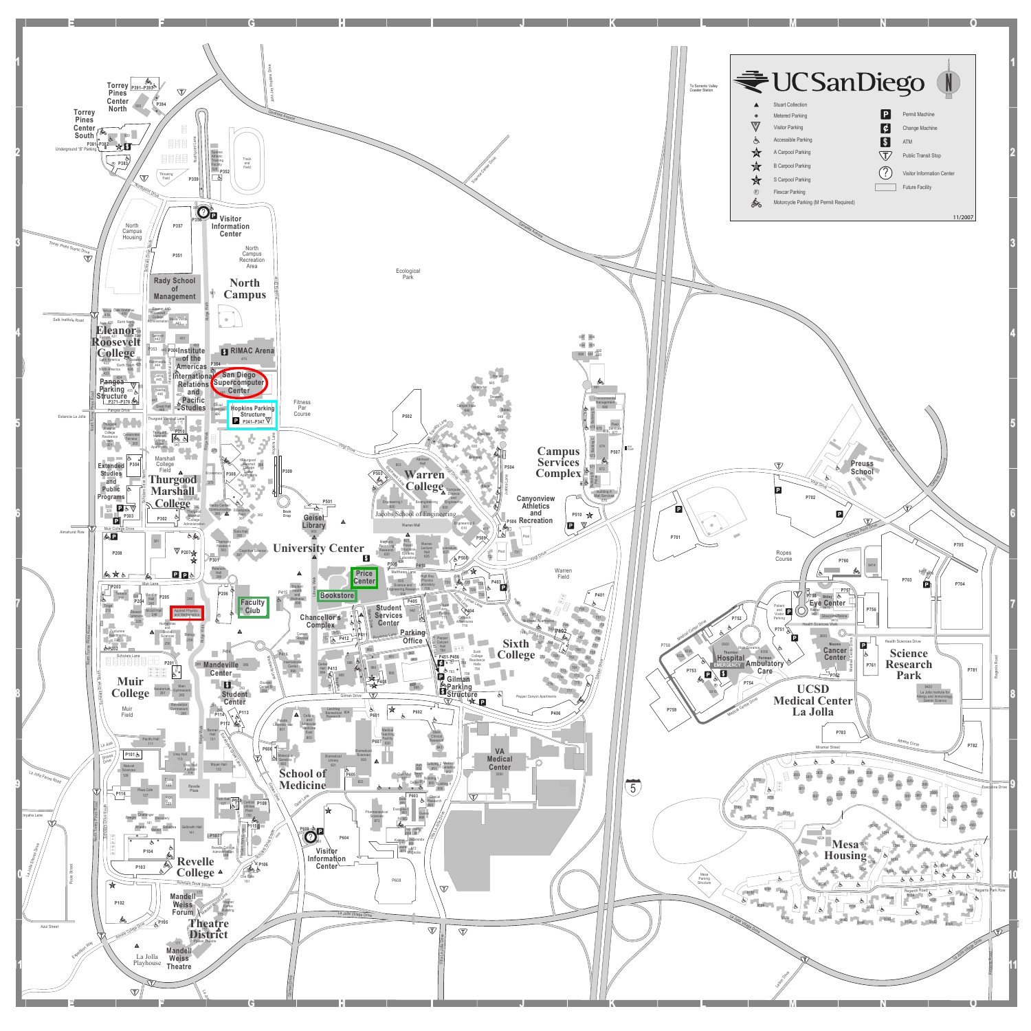# UC San Diego

11/2007

## Legend

- Stuart Collection
- Metered Parking
- Visitor Parking
- Accessible Parking
- A Carpool Parking
- B Carpool Parking
- S Carpool Parking
- Flexcar Parking
- Motorcycle Parking (M Permit Required)
- Permit Machine
- Change Machine
- ATM
- Public Transit Stop
- Visitor Information Center
- Future Facility

## Areas and Buildings

- Torrey Pines Center North
- Torrey Pines Center South
- North Campus Housing
- Visitor Information Center
- North Campus Recreation Area
- Rady School of Management
- North Campus
- Eleanor Roosevelt College
- Institute of the Americas
- RIMAC Arena
- International Relations and Pacific Studies
- San Diego Supercomputer Center
- Pangea Parking Structure
- Hopkins Parking Structure P341–P347
- Fitness Par Course
- Ecological Park
- Extended Studies and Public Programs
- Thurgood Marshall College
- Geisel Library
- University Center
- Warren College
- Jacobs School of Engineering
- Campus Services Complex
- Canyonview Athletics and Recreation
- Warren Field
- Preuss School
- Ropes Course
- Price Center
- Bookstore
- Faculty Club
- Applied Physics and Mathematics
- Chancellor's Complex
- Student Services Center
- Parking Office
- Sixth College
- Gilman Parking Structure
- Mandeville Center
- Student Center
- Muir College
- Muir Field
- School of Medicine
- VA Medical Center
- Visitor Information Center
- Revelle College
- Mandell Weiss Forum
- Theatre District
- La Jolla Playhouse
- Mandell Weiss Theatre
- Shiley Eye Center
- Thornton Hospital
- Perlman Ambulatory Care
- Moores Cancer Center
- Science Research Park
- UCSD Medical Center La Jolla
- Mesa Housing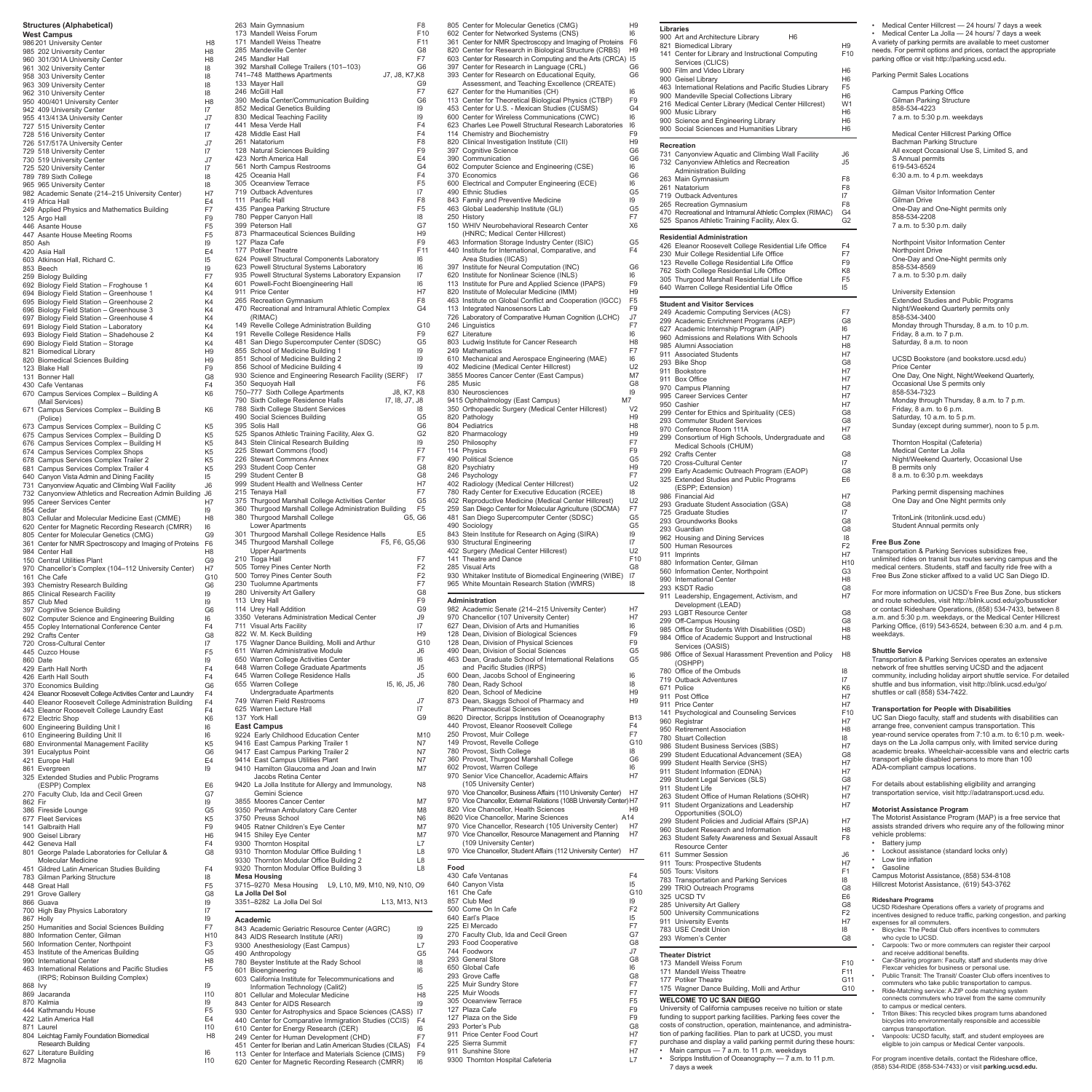# Structures (Alphabetical)

## West Campus

| | |
|---|---|
| 986 201 University Center | H8 |
| 985 202 University Center | H8 |
| 960 301/301A University Center | H8 |
| 961 302 University Center | I8 |
| 958 303 University Center | I8 |
| 963 309 University Center | I8 |
| 962 310 University Center | I8 |
| 950 400/401 University Center | H8 |
| 942 409 University Center | I7 |
| 955 413/413A University Center | J7 |
| 727 515 University Center | I7 |
| 728 516 University Center | I7 |
| 726 517/517A University Center | J7 |
| 729 518 University Center | I7 |
| 730 519 University Center | J7 |
| 725 520 University Center | I7 |
| 789 789 Sixth College | I8 |
| 965 965 University Center | I8 |
| 982 Academic Senate (214–215 University Center) | H7 |
| 419 Africa Hall | E4 |
| 249 Applied Physics and Mathematics Building | F7 |
| 125 Argo Hall | F9 |
| 446 Asante House | F5 |
| 447 Asante House Meeting Rooms | F5 |
| 850 Ash | I9 |
| 420 Asia Hall | E4 |
| 603 Atkinson Hall, Richard C. | I5 |
| 853 Beech | I9 |
| 259 Biology Building | F7 |
| 692 Biology Field Station – Froghouse 1 | K4 |
| 694 Biology Field Station – Greenhouse 1 | K4 |
| 695 Biology Field Station – Greenhouse 2 | K4 |
| 696 Biology Field Station – Greenhouse 3 | K4 |
| 697 Biology Field Station – Greenhouse 4 | K4 |
| 691 Biology Field Station – Laboratory | K4 |
| 693 Biology Field Station – Shadehouse 2 | K4 |
| 690 Biology Field Station – Storage | K4 |
| 821 Biomedical Library | H9 |
| 820 Biomedical Sciences Building | H9 |
| 123 Blake Hall | F9 |
| 131 Bonner Hall | G8 |
| 430 Cafe Ventanas | F4 |
| 670 Campus Services Complex – Building A (Mail Services) | K6 |
| 671 Campus Services Complex – Building B (Police) | K6 |
| 673 Campus Services Complex – Building C | K5 |
| 675 Campus Services Complex – Building D | K5 |
| 676 Campus Services Complex – Building H | K5 |
| 674 Campus Services Complex Shops | K5 |
| 678 Campus Services Complex Trailer 2 | K5 |
| 681 Campus Services Complex Trailer 4 | K5 |
| 640 Canyon Vista Admin and Dining Facility | I5 |
| 731 Canyonview Aquatic and Climbing Wall Facility | J6 |
| 732 Canyonview Athletics and Recreation Admin Building | J6 |
| 995 Career Services Center | H7 |
| 854 Cedar | I9 |
| 803 Cellular and Molecular Medicine East (CMME) | H8 |
| 620 Center for Magnetic Recording Research (CMRR) | I6 |
| 805 Center for Molecular Genetics (CMG) | G9 |
| 361 Center for NMR Spectroscopy and Imaging of Proteins | F6 |
| 984 Center Hall | H8 |
| 150 Central Utilities Plant | G9 |
| 970 Chancellor's Complex (104–112 University Center) | H7 |
| 161 Che Cafe | G10 |
| 393 Chemistry Research Building | G6 |
| 865 Clinical Research Facility | I9 |
| 857 Club Med | I9 |
| 397 Cognitive Science Building | G6 |
| 602 Computer Science and Engineering Building | I6 |
| 455 Copley International Conference Center | F4 |
| 292 Crafts Center | G8 |
| 720 Cross-Cultural Center | I7 |
| 445 Cuzco House | F5 |
| 860 Date | I9 |
| 429 Earth Hall North | F4 |
| 426 Earth Hall South | F4 |
| 370 Economics Building | G6 |
| 424 Eleanor Roosevelt College Activities Center and Laundry | F4 |
| 440 Eleanor Roosevelt College Administration Building | F4 |
| 443 Eleanor Roosevelt College Laundry East | F4 |
| 672 Electric Shop | K6 |
| 600 Engineering Building Unit I | I6 |
| 610 Engineering Building Unit II | I6 |
| 680 Environmental Management Facility | K5 |
| 391 Eucalyptus Point | G6 |
| 421 Europe Hall | E4 |
| 861 Evergreen | I9 |
| 325 Extended Studies and Public Programs (ESPP) Complex | E6 |
| 270 Faculty Club, Ida and Cecil Green | G7 |
| 862 Fir | I9 |
| 386 Fireside Lounge | G5 |
| 677 Fleet Services | K5 |
| 141 Galbraith Hall | F9 |
| 900 Geisel Library | H6 |
| 442 Geneva Hall | F4 |
| 801 George Palade Laboratories for Cellular & Molecular Medicine | G8 |
| 451 Gildred Latin American Studies Building | F4 |
| 783 Gilman Parking Structure | I8 |
| 448 Great Hall | F5 |
| 291 Grove Gallery | G8 |
| 866 Guava | I9 |
| 700 High Bay Physics Laboratory | I7 |
| 867 Holly | I9 |
| 250 Humanities and Social Sciences Building | F7 |
| 880 Information Center, Gilman | H10 |
| 560 Information Center, Northpoint | F3 |
| 453 Institute of the Americas Building | G5 |
| 990 International Center | H8 |
| 463 International Relations and Pacific Studies (IRPS; Robinson Building Complex) | F5 |
| 868 Ivy | I9 |
| 869 Jacaranda | I10 |
| 870 Kalmia | I9 |
| 444 Kathmandu House | F5 |
| 422 Latin America Hall | E4 |
| 871 Laurel | I10 |
| 804 Leichtag Family Foundation Biomedical Research Building | H8 |
| 627 Literature Building | I6 |
| 872 Magnolia | I10 |
| 263 Main Gymnasium | F8 |
| 173 Mandell Weiss Forum | F10 |
| 171 Mandell Weiss Theatre | F11 |
| 285 Mandeville Center | G8 |
| 245 Mandler Hall | F7 |
| 392 Marshall College Trailers (101–103) | G6 |
| 741–748 Matthews Apartments | J7, J8, K7,K8 |
| 133 Mayer Hall | G9 |
| 246 McGill Hall | F7 |
| 390 Media Center/Communication Building | G6 |
| 852 Medical Genetics Building | I9 |
| 830 Medical Teaching Facility | I9 |
| 441 Mesa Verde Hall | F4 |
| 428 Middle East Hall | F4 |
| 261 Natatorium | F8 |
| 128 Natural Sciences Building | F9 |
| 423 North America Hall | E4 |
| 561 North Campus Restrooms | G4 |
| 425 Oceania Hall | F4 |
| 305 Oceanview Terrace | F5 |
| 719 Outback Adventures | I7 |
| 111 Pacific Hall | F8 |
| 435 Pangea Parking Structure | F5 |
| 780 Pepper Canyon Hall | I8 |
| 399 Peterson Hall | G7 |
| 873 Pharmaceutical Sciences Building | H9 |
| 127 Plaza Cafe | F9 |
| 177 Potiker Theatre | F11 |
| 624 Powell Structural Components Laboratory | I6 |
| 623 Powell Structural Systems Laboratory | I6 |
| 935 Powell Structural Systems Laboratory Expansion | I7 |
| 601 Powell-Focht Bioengineering Hall | I6 |
| 911 Price Center | H7 |
| 265 Recreation Gymnasium | F8 |
| 470 Recreational and Intramural Athletic Complex (RIMAC) | G4 |
| 149 Revelle College Administration Building | G10 |
| 191 Revelle College Residence Halls | F9 |
| 481 San Diego Supercomputer Center (SDSC) | G5 |
| 855 School of Medicine Building 1 | I9 |
| 851 School of Medicine Building 2 | I9 |
| 856 School of Medicine Building 4 | I9 |
| 930 Science and Engineering Research Facility (SERF) | I7 |
| 350 Sequoyah Hall | F6 |
| 750–777 Sixth College Apartments | J8, K7, K8 |
| 790 Sixth College Residence Halls | I7, I8, J7, J8 |
| 788 Sixth College Student Services | I8 |
| 490 Social Sciences Building | G5 |
| 395 Solis Hall | G6 |
| 525 Spanos Athletic Training Facility, Alex G. | G2 |
| 843 Stein Clinical Research Building | I9 |
| 225 Stewart Commons (food) | F7 |
| 226 Stewart Commons Annex | F7 |
| 293 Student Coop Center | G8 |
| 299 Student Center B | G8 |
| 999 Student Health and Wellness Center | H7 |
| 215 Tenaya Hall | F7 |
| 375 Thurgood Marshall College Activities Center | G5 |
| 360 Thurgood Marshall College Administration Building | F5 |
| 380 Thurgood Marshall College Lower Apartments | G5, G6 |
| 301 Thurgood Marshall College Residence Halls | E5 |
| 345 Thurgood Marshall College Upper Apartments | F5, F6, G5,G6 |
| 210 Tioga Hall | F7 |
| 505 Torrey Pines Center North | F2 |
| 500 Torrey Pines Center South | F2 |
| 230 Tuolumne Apartments | F7 |
| 280 University Art Gallery | G8 |
| 113 Urey Hall | F9 |
| 114 Urey Hall Addition | G9 |
| 3350 Veterans Administration Medical Center | J9 |
| 711 Visual Arts Facility | I7 |
| 822 W. M. Keck Building | H9 |
| 175 Wagner Dance Building, Molli and Arthur | G10 |
| 611 Warren Administrative Module | J6 |
| 650 Warren College Activities Center | I6 |
| 648 Warren College Graduate Apartments | J5 |
| 645 Warren College Residence Halls | J5 |
| 655 Warren College Undergraduate Apartments | I5, I6, J5, J6 |
| 749 Warren Field Restrooms | J7 |
| 625 Warren Lecture Hall | I7 |
| 137 York Hall | G9 |

## East Campus

| | |
|---|---|
| 9224 Early Childhood Education Center | M10 |
| 9416 East Campus Parking Trailer 1 | N7 |
| 9417 East Campus Parking Trailer 2 | N7 |
| 9414 East Campus Utilities Plant | N7 |
| 9410 Hamilton Glaucoma and Joan and Irwin Jacobs Retina Center | M7 |
| 9420 La Jolla Institute for Allergy and Immunology, Gemini Science | N8 |
| 3855 Moores Cancer Center | M7 |
| 9350 Perlman Ambulatory Care Center | M8 |
| 3750 Preuss School | N6 |
| 9405 Ratner Children's Eye Center | M7 |
| 9415 Shiley Eye Center | M7 |
| 9300 Thornton Hospital | L7 |
| 9310 Thornton Modular Office Building 1 | L8 |
| 9330 Thornton Modular Office Building 2 | L8 |
| 9320 Thornton Modular Office Building 3 | L8 |

## Mesa Housing

| | |
|---|---|
| 3715–9270 Mesa Housing | L9, L10, M9, M10, N9, N10, O9 |

## La Jolla Del Sol

| | |
|---|---|
| 3351–8282 La Jolla Del Sol | L13, M13, N13 |

## Academic

| | |
|---|---|
| 843 Academic Geriatric Resource Center (AGRC) | I9 |
| 843 AIDS Research Institute (ARI) | I9 |
| 9300 Anesthesiology (East Campus) | L7 |
| 490 Anthropology | G5 |
| 780 Beyster Institute at the Rady School | I8 |
| 601 Bioengineering | I6 |
| 603 California Institute for Telecommunications and Information Technology (Calit2) | I5 |
| 801 Cellular and Molecular Medicine | H8 |
| 843 Center for AIDS Research | I9 |
| 930 Center for Astrophysics and Space Sciences (CASS) | I7 |
| 440 Center for Comparative Immigration Studies (CCIS) | F4 |
| 610 Center for Energy Research (CER) | I6 |
| 249 Center for Human Development (CHD) | F7 |
| 451 Center for Iberian and Latin American Studies (CILAS) | F4 |
| 113 Center for Interface and Materials Science (CIMS) | F9 |
| 620 Center for Magnetic Recording Research (CMRR) | I6 |
| 805 Center for Molecular Genetics (CMG) | H9 |
| 602 Center for Networked Systems (CNS) | I6 |
| 361 Center for NMR Spectroscopy and Imaging of Proteins | F6 |
| 820 Center for Research in Biological Structure (CRBS) | H9 |
| 603 Center for Research in Computing and the Arts (CRCA) | I5 |
| 397 Center for Research in Language (CRL) | G6 |
| 393 Center for Research on Educational Equity, Assessment, and Teaching Excellence (CREATE) | G6 |
| 627 Center for the Humanities (CH) | I6 |
| 113 Center for Theoretical Biological Physics (CTBP) | F9 |
| 453 Center for U.S. - Mexican Studies (CUSMS) | G4 |
| 600 Center for Wireless Communications (CWC) | I6 |
| 623 Charles Lee Powell Structural Research Laboratories | I6 |
| 114 Chemistry and Biochemistry | F9 |
| 820 Clinical Investigation Institute (CII) | H9 |
| 397 Cognitive Science | G6 |
| 390 Communication | G6 |
| 602 Computer Science and Engineering (CSE) | I6 |
| 370 Economics | G6 |
| 600 Electrical and Computer Engineering (ECE) | I6 |
| 490 Ethnic Studies | G5 |
| 843 Family and Preventive Medicine | I9 |
| 463 Global Leadership Institute (GLI) | G5 |
| 250 History | F7 |
| 150 WHIV Neurobehavioral Research Center (HNRC; Medical Center Hillcrest) | X6 |
| 463 Information Storage Industry Center (ISIC) | G5 |
| 440 Institute for International, Comparative, and Area Studies (IICAS) | F4 |
| 397 Institute for Neural Computation (INC) | G6 |
| 620 Institute for Nonlinear Science (INLS) | I6 |
| 113 Institute for Pure and Applied Science (IPAPS) | F9 |
| 820 Institute of Molecular Medicine (IMM) | H9 |
| 463 Institute on Global Conflict and Cooperation (IGCC) | F5 |
| 113 Integrated Nanosensors Lab | F9 |
| 726 Laboratory of Comparative Human Cognition (LCHC) | J7 |
| 246 Linguistics | F7 |
| 627 Literature | I6 |
| 803 Ludwig Institute for Cancer Research | H8 |
| 249 Mathematics | F7 |
| 610 Mechanical and Aerospace Engineering (MAE) | I6 |
| 402 Medicine (Medical Center Hillcrest) | U2 |
| 3855 Moores Cancer Center (East Campus) | M7 |
| 285 Music | G8 |
| 830 Neurosciences | I9 |
| 9415 Ophthalmology (East Campus) | M7 |
| 350 Orthopaedic Surgery (Medical Center Hillcrest) | V2 |
| 820 Pathology | H9 |
| 804 Pediatrics | H8 |
| 820 Pharmacology | H9 |
| 250 Philosophy | F7 |
| 114 Physics | F9 |
| 490 Political Science | G5 |
| 820 Psychiatry | H9 |
| 246 Psychology | F7 |
| 402 Radiology (Medical Center Hillcrest) | U2 |
| 780 Rady Center for Executive Education (RCEE) | I8 |
| 402 Reproductive Medicine (Medical Center Hillcrest) | U2 |
| 259 San Diego Center for Molecular Agriculture (SDCMA) | F7 |
| 481 San Diego Supercomputer Center (SDSC) | G5 |
| 490 Sociology | G5 |
| 843 Stein Institute for Research on Aging (SIRA) | I9 |
| 930 Structural Engineering | I7 |
| 402 Surgery (Medical Center Hillcrest) | U2 |
| 141 Theatre and Dance | F10 |
| 285 Visual Arts | G8 |
| 930 Whitaker Institute of Biomedical Engineering (WIBE) | I7 |
| 965 White Mountain Research Station (WMRS) | I8 |

## Administration

| | |
|---|---|
| 982 Academic Senate (214–215 University Center) | H7 |
| 970 Chancellor (107 University Center) | H7 |
| 627 Dean, Division of Arts and Humanities | I6 |
| 128 Dean, Division of Biological Sciences | F9 |
| 128 Dean, Division of Physical Sciences | F9 |
| 490 Dean, Division of Social Sciences | G5 |
| 463 Dean, Graduate School of International Relations and Pacific Studies (IRPS) | G5 |
| 600 Dean, Jacobs School of Engineering | I6 |
| 780 Dean, Rady School | I8 |
| 820 Dean, School of Medicine | H9 |
| 873 Dean, Skaggs School of Pharmacy and Pharmaceutical Sciences | H9 |
| 8620 Director, Scripps Institution of Oceanography | B13 |
| 440 Provost, Eleanor Roosevelt College | F4 |
| 250 Provost, Muir College | F7 |
| 149 Provost, Revelle College | G10 |
| 780 Provost, Sixth College | I8 |
| 360 Provost, Thurgood Marshall College | G6 |
| 602 Provost, Warren College | I6 |
| 970 Senior Vice Chancellor, Academic Affairs (105 University Center) | H7 |
| 970 Vice Chancellor, Business Affairs (110 University Center) | H7 |
| 970 Vice Chancellor, External Relations (108B University Center) | H7 |
| 820 Vice Chancellor, Health Sciences | H9 |
| 8620 Vice Chancellor, Marine Sciences | A14 |
| 970 Vice Chancellor, Research (105 University Center) | H7 |
| 970 Vice Chancellor, Resource Management and Planning (109 University Center) | H7 |
| 970 Vice Chancellor, Student Affairs (112 University Center) | H7 |

## Food

| | |
|---|---|
| 430 Cafe Ventanas | F4 |
| 640 Canyon Vista | I5 |
| 161 Che Cafe | G10 |
| 857 Club Med | I9 |
| 500 Come On In Cafe | F2 |
| 640 Earl's Place | I5 |
| 225 El Mercado | F7 |
| 270 Faculty Club, Ida and Cecil Green | G7 |
| 293 Food Cooperative | G8 |
| 744 Foodworx | J7 |
| 293 General Store | G8 |
| 650 Global Cafe | I6 |
| 293 Grove Caffe | G8 |
| 225 Muir Sundry Store | F7 |
| 225 Muir Woods | F7 |
| 305 Oceanview Terrace | F5 |
| 127 Plaza Cafe | F9 |
| 127 Plaza on the Side | F9 |
| 293 Porter's Pub | G8 |
| 911 Price Center Food Court | H7 |
| 225 Sierra Summit | F7 |
| 911 Sunshine Store | H7 |
| 9300 Thornton Hospital Cafeteria | L7 |

## Libraries

| | |
|---|---|
| 900 Art and Architecture Library | H6 |
| 821 Biomedical Library | H9 |
| 141 Center for Library and Instructional Computing Services (CLICS) | F10 |
| 900 Film and Video Library | H6 |
| 900 Geisel Library | H6 |
| 463 International Relations and Pacific Studies Library | F5 |
| 900 Mandeville Special Collections Library | H6 |
| 216 Medical Center Library (Medical Center Hillcrest) | W1 |
| 900 Music Library | H6 |
| 900 Science and Engineering Library | H6 |
| 900 Social Sciences and Humanities Library | H6 |

## Recreation

| | |
|---|---|
| 731 Canyonview Aquatic and Climbing Wall Facility | J6 |
| 732 Canyonview Athletics and Recreation Administration Building | J5 |
| 263 Main Gymnasium | F8 |
| 261 Natatorium | F8 |
| 719 Outback Adventures | I7 |
| 265 Recreation Gymnasium | F8 |
| 470 Recreational and Intramural Athletic Complex (RIMAC) | G4 |
| 525 Spanos Athletic Training Facility, Alex G. | G2 |

## Residential Administration

| | |
|---|---|
| 426 Eleanor Roosevelt College Residential Life Office | F4 |
| 230 Muir College Residential Life Office | F7 |
| 123 Revelle College Residential Life Office | F9 |
| 762 Sixth College Residential Life Office | K8 |
| 305 Thurgood Marshall Residential Life Office | F5 |
| 640 Warren College Residential Life Office | I5 |

## Student and Visitor Services

| | |
|---|---|
| 249 Academic Computing Services (ACS) | F7 |
| 299 Academic Enrichment Programs (AEP) | G8 |
| 627 Academic Internship Program (AIP) | I6 |
| 960 Admissions and Relations With Schools | H7 |
| 985 Alumni Association | H8 |
| 911 Associated Students | H7 |
| 293 Bike Shop | G8 |
| 911 Bookstore | H7 |
| 911 Box Office | H7 |
| 970 Campus Planning | H7 |
| 995 Career Services Center | H7 |
| 950 Cashier | H7 |
| 299 Center for Ethics and Spirituality (CES) | G8 |
| 293 Commuter Student Services | G8 |
| 970 Conference Room 111A | H7 |
| 299 Consortium of High Schools, Undergraduate and Medical Schools (CHUM) | G8 |
| 292 Crafts Center | G8 |
| 720 Cross-Cultural Center | I7 |
| 299 Early Academic Outreach Program (EAOP) | G8 |
| 325 Extended Studies and Public Programs (ESPP; Extension) | E6 |
| 986 Financial Aid | H7 |
| 293 Graduate Student Association (GSA) | G8 |
| 725 Graduate Studies | I7 |
| 293 Groundworks Books | G8 |
| 293 Guardian | G8 |
| 962 Housing and Dining Services | I8 |
| 500 Human Resources | F2 |
| 911 Imprints | H7 |
| 880 Information Center, Gilman | H10 |
| 560 Information Center, Northpoint | G3 |
| 990 International Center | H8 |
| 293 KSDT Radio | G8 |
| 911 Leadership, Engagement, Activism, and Development (LEAD) | H7 |
| 293 LGBT Resource Center | G8 |
| 299 Off-Campus Housing | G8 |
| 985 Office for Students With Disabilities (OSD) | H8 |
| 984 Office of Academic Support and Instructional Services (OASIS) | H8 |
| 986 Office of Sexual Harassment Prevention and Policy (OSHPP) | H8 |
| 780 Office of the Ombuds | I8 |
| 719 Outback Adventures | I7 |
| 671 Police | K6 |
| 911 Post Office | H7 |
| 911 Price Center | H7 |
| 141 Psychological and Counseling Services | F10 |
| 960 Registrar | H7 |
| 950 Retirement Association | H8 |
| 780 Stuart Collection | I8 |
| 986 Student Business Services (SBS) | H7 |
| 299 Student Educational Advancement (SEA) | G8 |
| 999 Student Health Service (SHS) | H7 |
| 911 Student Information (EDNA) | H7 |
| 299 Student Legal Services (SLS) | G8 |
| 911 Student Life | H7 |
| 263 Student Office of Human Relations (SOHR) | H7 |
| 911 Student Organizations and Leadership Opportunities (SOLO) | H7 |
| 299 Student Policies and Judicial Affairs (SPJA) | H7 |
| 960 Student Research and Information | H8 |
| 263 Student Safety Awareness and Sexual Assault Resource Center | F8 |
| 611 Summer Session | J6 |
| 911 Tours: Prospective Students | H7 |
| 505 Tours: Visitors | F1 |
| 783 Transportation and Parking Services | I8 |
| 299 TRIO Outreach Programs | G8 |
| 325 UCSD TV | E6 |
| 285 University Art Gallery | G8 |
| 500 University Communications | F2 |
| 911 University Events | H7 |
| 783 USE Credit Union | I8 |
| 293 Women's Center | G8 |

## Theater District

| | |
|---|---|
| 173 Mandell Weiss Forum | F10 |
| 171 Mandell Weiss Theatre | F11 |
| 177 Potiker Theatre | G11 |
| 175 Wagner Dance Building, Molli and Arthur | G10 |

## WELCOME TO UC SAN DIEGO

University of California campuses receive no tuition or state funding to support parking facilities. Parking fees cover the costs of construction, operation, maintenance, and administration of parking facilities. Plan to park at UCSD, you must purchase and display a valid parking permit during these hours:

- Main campus — 7 a.m. to 11 p.m. weekdays
- Scripps Institution of Oceanography — 7 a.m. to 11 p.m. 7 days a week
- Medical Center Hillcrest — 24 hours/ 7 days a week
- Medical Center La Jolla — 24 hours/ 7 days a week

A variety of parking permits are available to meet customer needs. For permit options and prices, contact the appropriate parking office or visit http://parking.ucsd.edu.

Parking Permit Sales Locations

Campus Parking Office
Gilman Parking Structure
858-534-4223
7 a.m. to 5:30 p.m. weekdays

Medical Center Hillcrest Parking Office
Bachman Parking Structure
All except Occasional Use S, Limited S, and S Annual permits
619-543-6524
6:30 a.m. to 4 p.m. weekdays

Gilman Visitor Information Center
Gilman Drive
One-Day and One-Night permits only
858-534-2208
7 a.m. to 5:30 p.m. daily

Northpoint Visitor Information Center
Northpoint Drive
One-Day and One-Night permits only
858-534-8569
7 a.m. to 5:30 p.m. daily

University Extension
Extended Studies and Public Programs
Night/Weekend Quarterly permits only
858-534-3400
Monday through Thursday, 8 a.m. to 10 p.m.
Friday, 8 a.m. to 7 p.m.
Saturday, 8 a.m. to noon

UCSD Bookstore (and bookstore.ucsd.edu)
Price Center
One Day, One Night, Night/Weekend Quarterly, Occasional Use S permits only
858-534-7323
Monday through Thursday, 8 a.m. to 7 p.m.
Friday, 8 a.m. to 6 p.m.
Saturday, 10 a.m. to 5 p.m.
Sunday (except during summer), noon to 5 p.m.

Thornton Hospital (Cafeteria)
Medical Center La Jolla
Night/Weekend Quarterly, Occasional Use B permits only
8 a.m. to 6:30 p.m. weekdays

Parking permit dispensing machines
One Day and One Night permits only

TritonLink (tritonlink.ucsd.edu)
Student Annual permits only

### Free Bus Zone

Transportation & Parking Services subsidizes free, unlimited rides on transit bus routes serving campus and the medical centers. Students, staff and faculty ride free with a Free Bus Zone sticker affixed to a valid UC San Diego ID.

For more information on UCSD's Free Bus Zone, bus stickers and route schedules, visit http://blink.ucsd.edu/go/busssticker or contact Rideshare Operations, (858) 534-7433, between 8 a.m. and 5:30 p.m. weekdays, or the Medical Center Hillcrest Parking Office, (619) 543-6524, between 6:30 a.m. and 4 p.m. weekdays.

### Shuttle Service

Transportation & Parking Services operates an extensive network of free shuttles serving UCSD and the adjacent community, including holiday airport shuttle service. For detailed shuttle and bus information, visit http://blink.ucsd.edu/go/shuttles or call (858) 534-7422.

### Transportation for People with Disabilities

UC San Diego faculty, staff and students with disabilities can arrange free, convenient campus transportation. This year-round service operates from 7:10 a.m. to 6:10 p.m. weekdays on the La Jolla campus only, with limited service during academic breaks. Wheelchair-accessible vans and electric carts transport eligible disabled persons to more than 100 ADA-compliant campus locations.

For details about establishing eligibility and arranging transportation service, visit http://adatransport.ucsd.edu.

### Motorist Assistance Program

The Motorist Assistance Program (MAP) is a free service that assists stranded drivers who require any of the following minor vehicle problems:

- Battery jump
- Lockout assistance (standard locks only)
- Low tire inflation
- Gasoline

Campus Motorist Assistance, (858) 534-8108
Hillcrest Motorist Assistance, (619) 543-3762

### Rideshare Programs

UCSD Rideshare Operations offers a variety of programs and incentives designed to reduce traffic, parking congestion, and parking expenses for all commuters.

- Bicycles: The Pedal Club offers incentives to commuters who cycle to UCSD.
- Carpools: Two or more commuters can register their carpool and receive additional benefits.
- Car-Sharing program: Faculty, staff and students may drive Flexcar vehicles for business or personal use.
- Public Transit: The Transit/ Coaster Club offers incentives to commuters who take public transportation to campus.
- Ride-Matching service: A ZIP code matching system connects commuters who travel from the same community to campus or medical centers.
- Triton Bikes: This recycled bikes program turns abandoned bicycles into environmentally responsible and accessible campus transportation.
- Vanpools: UCSD faculty, staff, and student employees are eligible to join campus or Medical Center vanpools.

For program incentive details, contact the Rideshare office, (858) 534-RIDE (858-534-7433) or visit **parking.ucsd.edu.**